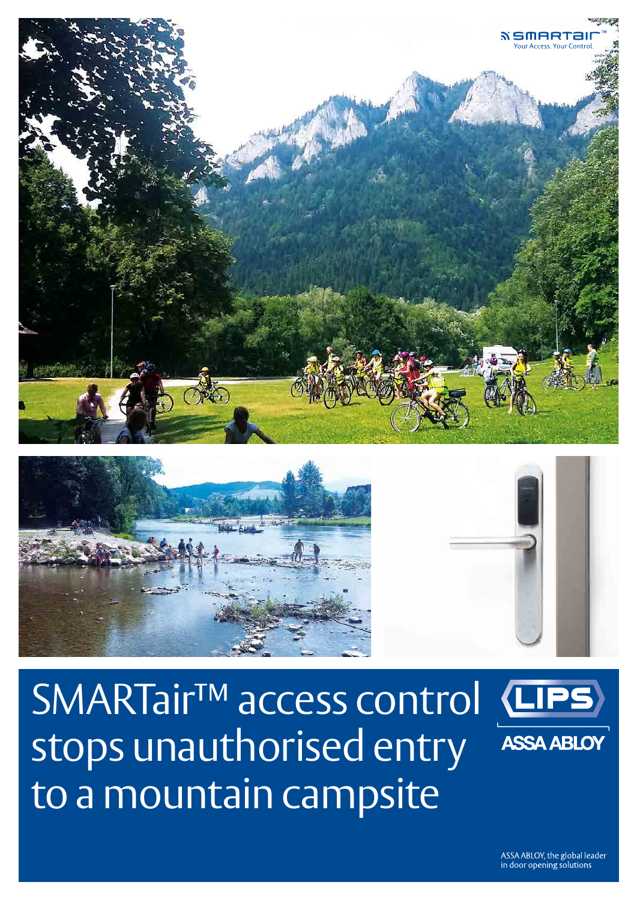SMARTair™ Your Access. Your Control.

# SMARTair™ access control stops unauthorised entry to a mountain campsite

LIPS ASSA ABLOY

ASSA ABLOY, the global leader in door opening solutions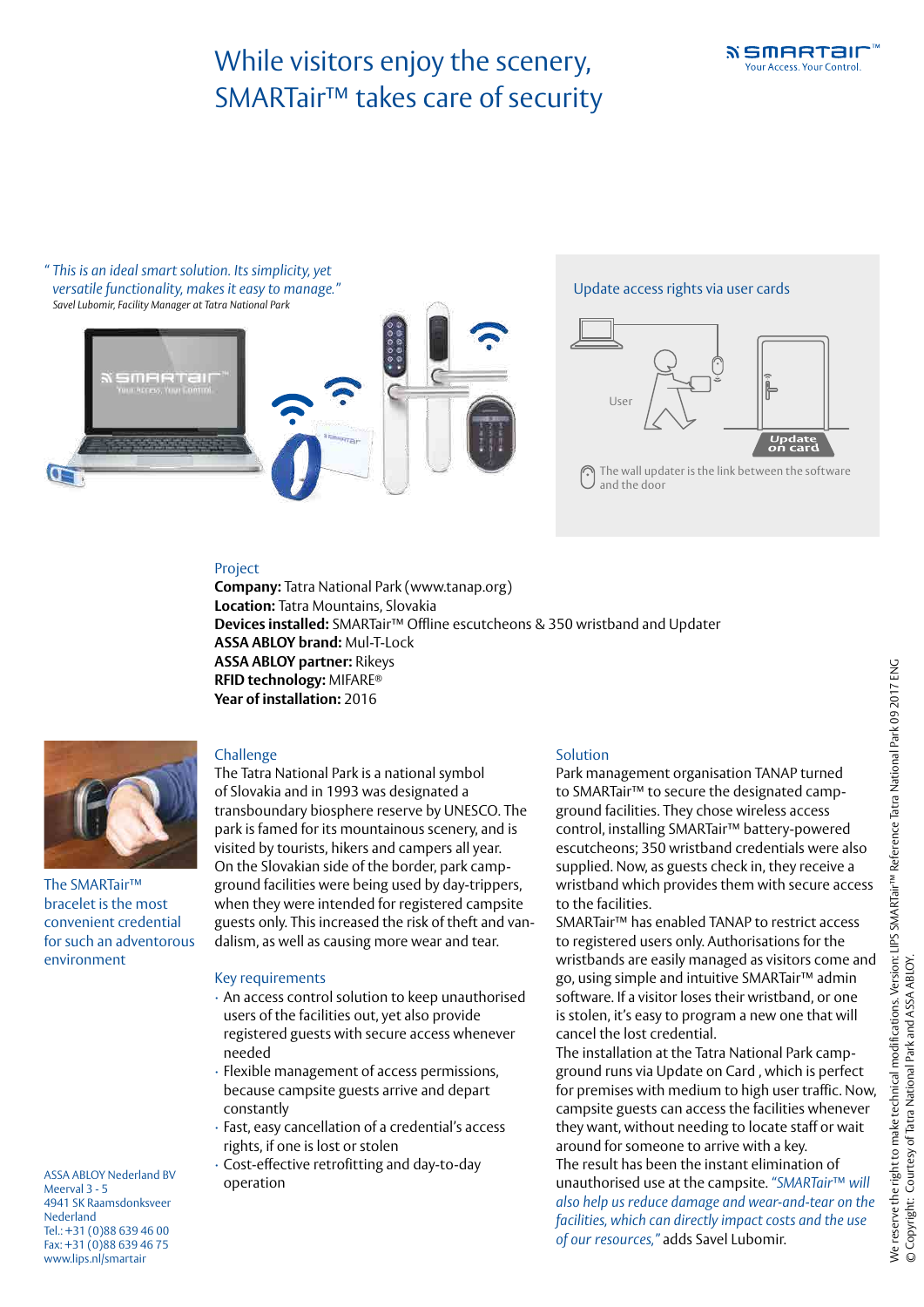# While visitors enjoy the scenery, SMARTair™ takes care of security

SMARTair™ Your Access. Your Control.

*"This is an ideal smart solution. Its simplicity, yet versatile functionality, makes it easy to manage."*
*Savel Lubomir, Facility Manager at Tatra National Park*

## Update access rights via user cards

User

Update on card

The wall updater is the link between the software and the door

## Project

**Company:** Tatra National Park (www.tanap.org)
**Location:** Tatra Mountains, Slovakia
**Devices installed:** SMARTair™ Offline escutcheons & 350 wristband and Updater
**ASSA ABLOY brand:** Mul-T-Lock
**ASSA ABLOY partner:** Rikeys
**RFID technology:** MIFARE®
**Year of installation:** 2016

The SMARTair™ bracelet is the most convenient credential for such an adventurous environment

## Challenge

The Tatra National Park is a national symbol of Slovakia and in 1993 was designated a transboundary biosphere reserve by UNESCO. The park is famed for its mountainous scenery, and is visited by tourists, hikers and campers all year. On the Slovakian side of the border, park camp-ground facilities were being used by day-trippers, when they were intended for registered campsite guests only. This increased the risk of theft and vandalism, as well as causing more wear and tear.

## Key requirements

- An access control solution to keep unauthorised users of the facilities out, yet also provide registered guests with secure access whenever needed
- Flexible management of access permissions, because campsite guests arrive and depart constantly
- Fast, easy cancellation of a credential's access rights, if one is lost or stolen
- Cost-effective retrofitting and day-to-day operation

## Solution

Park management organisation TANAP turned to SMARTair™ to secure the designated camp-ground facilities. They chose wireless access control, installing SMARTair™ battery-powered escutcheons; 350 wristband credentials were also supplied. Now, as guests check in, they receive a wristband which provides them with secure access to the facilities.

SMARTair™ has enabled TANAP to restrict access to registered users only. Authorisations for the wristbands are easily managed as visitors come and go, using simple and intuitive SMARTair™ admin software. If a visitor loses their wristband, or one is stolen, it's easy to program a new one that will cancel the lost credential.

The installation at the Tatra National Park camp-ground runs via Update on Card , which is perfect for premises with medium to high user traffic. Now, campsite guests can access the facilities whenever they want, without needing to locate staff or wait around for someone to arrive with a key.

The result has been the instant elimination of unauthorised use at the campsite. *"SMARTair™ will also help us reduce damage and wear-and-tear on the facilities, which can directly impact costs and the use of our resources,"* adds Savel Lubomir.

ASSA ABLOY Nederland BV
Meerval 3 - 5
4941 SK Raamsdonksveer
Nederland
Tel.: +31 (0)88 639 46 00
Fax: +31 (0)88 639 46 75
www.lips.nl/smartair

We reserve the right to make technical modifications. Version: LIPS SMARTair™ Reference Tatra National Park 09 2017 ENG
© Copyright: Courtesy of Tatra National Park and ASSA ABLOY.